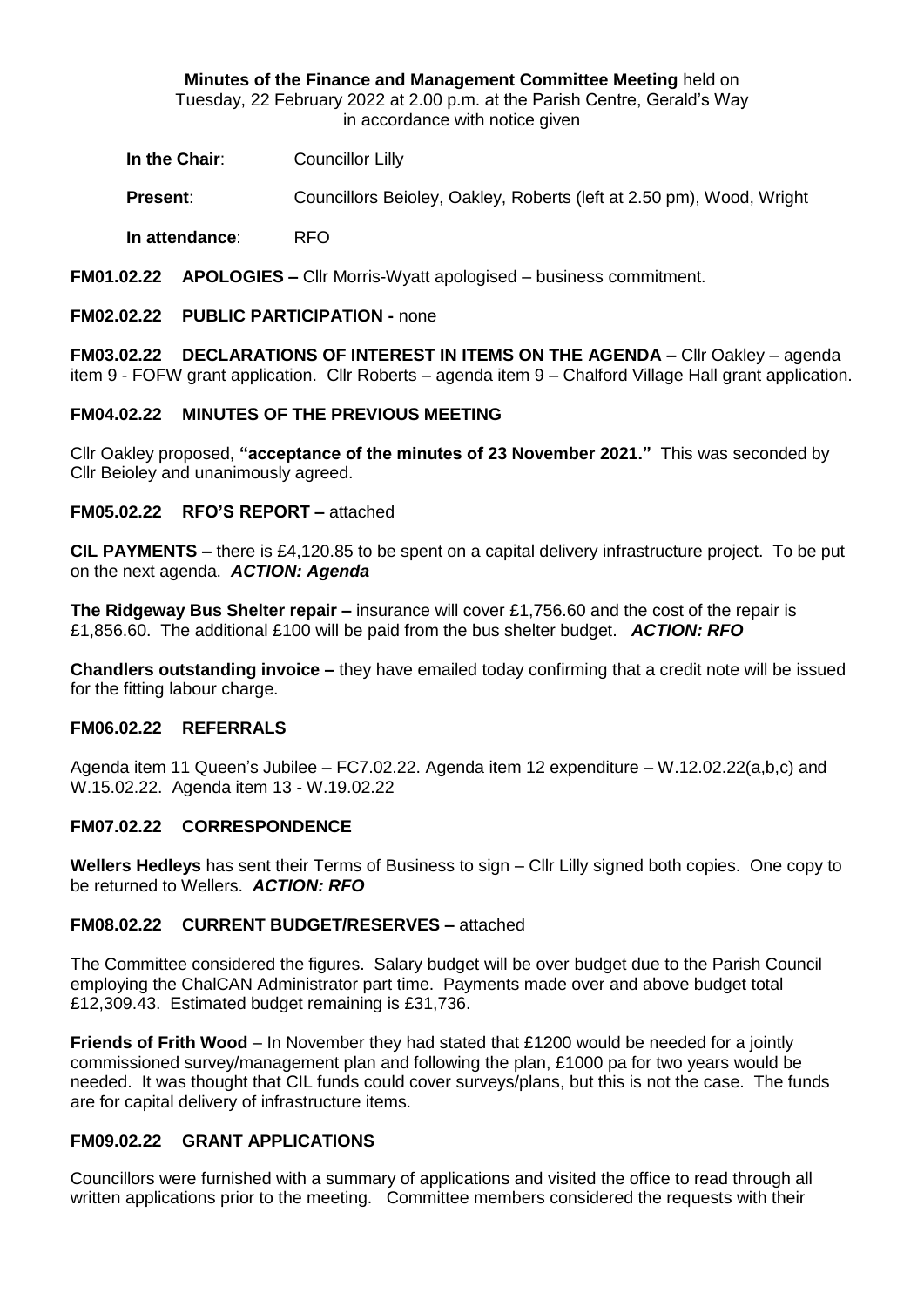**Minutes of the Finance and Management Committee Meeting** held on
Tuesday, 22 February 2022 at 2.00 p.m. at the Parish Centre, Gerald's Way
in accordance with notice given

**In the Chair**: Councillor Lilly

**Present**: Councillors Beioley, Oakley, Roberts (left at 2.50 pm), Wood, Wright

**In attendance**: RFO

**FM01.02.22 APOLOGIES –** Cllr Morris-Wyatt apologised – business commitment.

**FM02.02.22 PUBLIC PARTICIPATION -** none

**FM03.02.22 DECLARATIONS OF INTEREST IN ITEMS ON THE AGENDA –** Cllr Oakley – agenda item 9 - FOFW grant application. Cllr Roberts – agenda item 9 – Chalford Village Hall grant application.

**FM04.02.22 MINUTES OF THE PREVIOUS MEETING**

Cllr Oakley proposed, **"acceptance of the minutes of 23 November 2021."** This was seconded by Cllr Beioley and unanimously agreed.

**FM05.02.22 RFO'S REPORT –** attached

**CIL PAYMENTS –** there is £4,120.85 to be spent on a capital delivery infrastructure project. To be put on the next agenda. ***ACTION: Agenda***

**The Ridgeway Bus Shelter repair –** insurance will cover £1,756.60 and the cost of the repair is £1,856.60. The additional £100 will be paid from the bus shelter budget. ***ACTION: RFO***

**Chandlers outstanding invoice –** they have emailed today confirming that a credit note will be issued for the fitting labour charge.

**FM06.02.22 REFERRALS**

Agenda item 11 Queen's Jubilee – FC7.02.22. Agenda item 12 expenditure – W.12.02.22(a,b,c) and W.15.02.22. Agenda item 13 - W.19.02.22

**FM07.02.22 CORRESPONDENCE**

**Wellers Hedleys** has sent their Terms of Business to sign – Cllr Lilly signed both copies. One copy to be returned to Wellers. ***ACTION: RFO***

**FM08.02.22 CURRENT BUDGET/RESERVES –** attached

The Committee considered the figures. Salary budget will be over budget due to the Parish Council employing the ChalCAN Administrator part time. Payments made over and above budget total £12,309.43. Estimated budget remaining is £31,736.

**Friends of Frith Wood** – In November they had stated that £1200 would be needed for a jointly commissioned survey/management plan and following the plan, £1000 pa for two years would be needed. It was thought that CIL funds could cover surveys/plans, but this is not the case. The funds are for capital delivery of infrastructure items.

**FM09.02.22 GRANT APPLICATIONS**

Councillors were furnished with a summary of applications and visited the office to read through all written applications prior to the meeting. Committee members considered the requests with their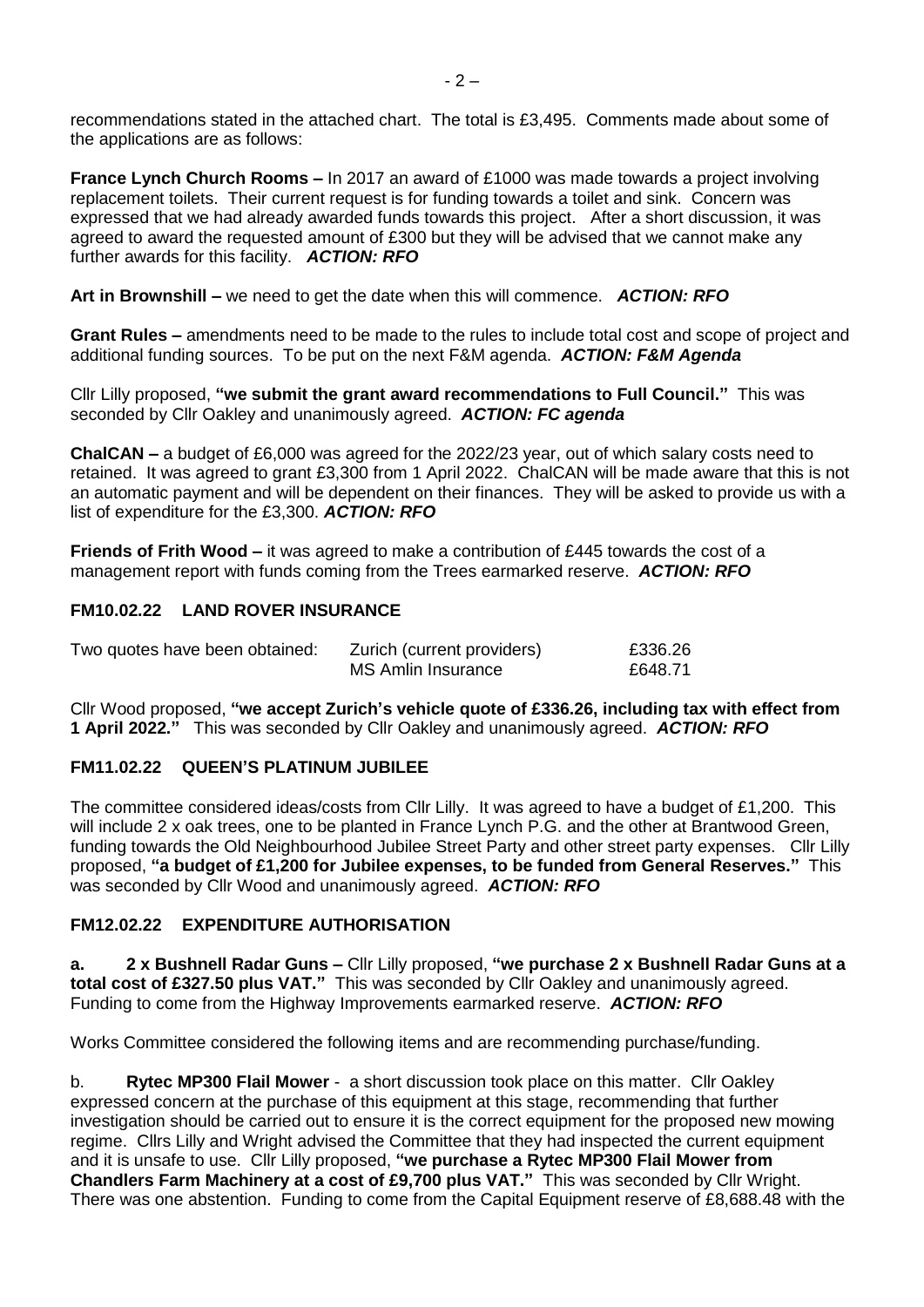recommendations stated in the attached chart. The total is £3,495. Comments made about some of the applications are as follows:

**France Lynch Church Rooms –** In 2017 an award of £1000 was made towards a project involving replacement toilets. Their current request is for funding towards a toilet and sink. Concern was expressed that we had already awarded funds towards this project. After a short discussion, it was agreed to award the requested amount of £300 but they will be advised that we cannot make any further awards for this facility. ***ACTION: RFO***

**Art in Brownshill –** we need to get the date when this will commence. ***ACTION: RFO***

**Grant Rules –** amendments need to be made to the rules to include total cost and scope of project and additional funding sources. To be put on the next F&M agenda. ***ACTION: F&M Agenda***

Cllr Lilly proposed, **"we submit the grant award recommendations to Full Council."** This was seconded by Cllr Oakley and unanimously agreed. ***ACTION: FC agenda***

**ChalCAN –** a budget of £6,000 was agreed for the 2022/23 year, out of which salary costs need to retained. It was agreed to grant £3,300 from 1 April 2022. ChalCAN will be made aware that this is not an automatic payment and will be dependent on their finances. They will be asked to provide us with a list of expenditure for the £3,300. ***ACTION: RFO***

**Friends of Frith Wood –** it was agreed to make a contribution of £445 towards the cost of a management report with funds coming from the Trees earmarked reserve. ***ACTION: RFO***

### FM10.02.22 LAND ROVER INSURANCE

| Two quotes have been obtained: | Zurich (current providers) | £336.26 |
|---|---|---|
| | MS Amlin Insurance | £648.71 |

Cllr Wood proposed, **"we accept Zurich's vehicle quote of £336.26, including tax with effect from 1 April 2022."** This was seconded by Cllr Oakley and unanimously agreed. ***ACTION: RFO***

### FM11.02.22 QUEEN'S PLATINUM JUBILEE

The committee considered ideas/costs from Cllr Lilly. It was agreed to have a budget of £1,200. This will include 2 x oak trees, one to be planted in France Lynch P.G. and the other at Brantwood Green, funding towards the Old Neighbourhood Jubilee Street Party and other street party expenses. Cllr Lilly proposed, **"a budget of £1,200 for Jubilee expenses, to be funded from General Reserves."** This was seconded by Cllr Wood and unanimously agreed. ***ACTION: RFO***

### FM12.02.22 EXPENDITURE AUTHORISATION

**a. 2 x Bushnell Radar Guns –** Cllr Lilly proposed, **"we purchase 2 x Bushnell Radar Guns at a total cost of £327.50 plus VAT."** This was seconded by Cllr Oakley and unanimously agreed. Funding to come from the Highway Improvements earmarked reserve. ***ACTION: RFO***

Works Committee considered the following items and are recommending purchase/funding.

b. **Rytec MP300 Flail Mower** - a short discussion took place on this matter. Cllr Oakley expressed concern at the purchase of this equipment at this stage, recommending that further investigation should be carried out to ensure it is the correct equipment for the proposed new mowing regime. Cllrs Lilly and Wright advised the Committee that they had inspected the current equipment and it is unsafe to use. Cllr Lilly proposed, **"we purchase a Rytec MP300 Flail Mower from Chandlers Farm Machinery at a cost of £9,700 plus VAT."** This was seconded by Cllr Wright. There was one abstention. Funding to come from the Capital Equipment reserve of £8,688.48 with the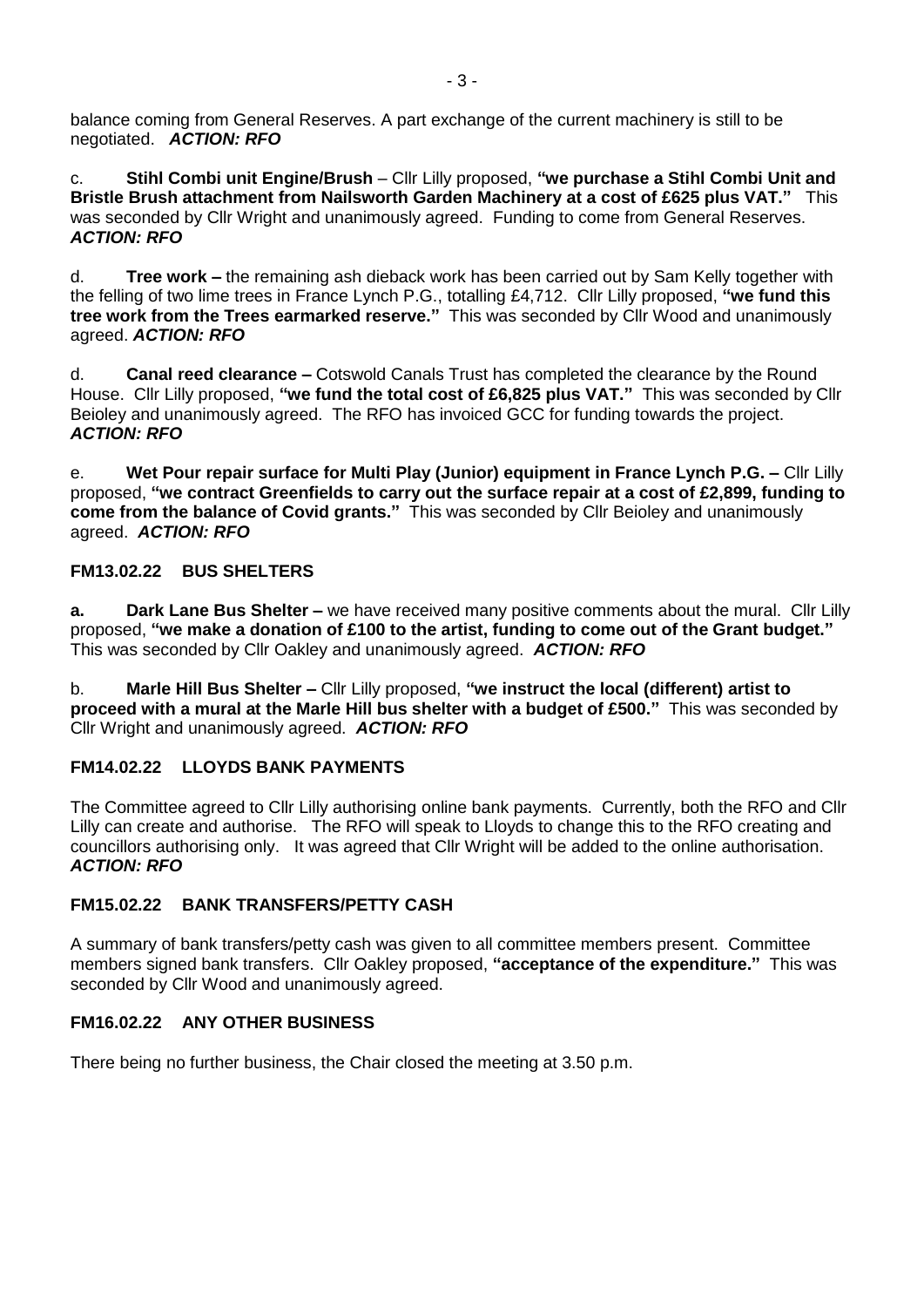balance coming from General Reserves. A part exchange of the current machinery is still to be negotiated. ***ACTION: RFO***

c. **Stihl Combi unit Engine/Brush** – Cllr Lilly proposed, **"we purchase a Stihl Combi Unit and Bristle Brush attachment from Nailsworth Garden Machinery at a cost of £625 plus VAT."** This was seconded by Cllr Wright and unanimously agreed. Funding to come from General Reserves. ***ACTION: RFO***

d. **Tree work –** the remaining ash dieback work has been carried out by Sam Kelly together with the felling of two lime trees in France Lynch P.G., totalling £4,712. Cllr Lilly proposed, **"we fund this tree work from the Trees earmarked reserve."** This was seconded by Cllr Wood and unanimously agreed. ***ACTION: RFO***

d. **Canal reed clearance –** Cotswold Canals Trust has completed the clearance by the Round House. Cllr Lilly proposed, **"we fund the total cost of £6,825 plus VAT."** This was seconded by Cllr Beioley and unanimously agreed. The RFO has invoiced GCC for funding towards the project. ***ACTION: RFO***

e. **Wet Pour repair surface for Multi Play (Junior) equipment in France Lynch P.G. –** Cllr Lilly proposed, **"we contract Greenfields to carry out the surface repair at a cost of £2,899, funding to come from the balance of Covid grants."** This was seconded by Cllr Beioley and unanimously agreed. ***ACTION: RFO***

**FM13.02.22 BUS SHELTERS**

**a. Dark Lane Bus Shelter –** we have received many positive comments about the mural. Cllr Lilly proposed, **"we make a donation of £100 to the artist, funding to come out of the Grant budget."** This was seconded by Cllr Oakley and unanimously agreed. ***ACTION: RFO***

b. **Marle Hill Bus Shelter –** Cllr Lilly proposed, **"we instruct the local (different) artist to proceed with a mural at the Marle Hill bus shelter with a budget of £500."** This was seconded by Cllr Wright and unanimously agreed. ***ACTION: RFO***

**FM14.02.22 LLOYDS BANK PAYMENTS**

The Committee agreed to Cllr Lilly authorising online bank payments. Currently, both the RFO and Cllr Lilly can create and authorise. The RFO will speak to Lloyds to change this to the RFO creating and councillors authorising only. It was agreed that Cllr Wright will be added to the online authorisation. ***ACTION: RFO***

**FM15.02.22 BANK TRANSFERS/PETTY CASH**

A summary of bank transfers/petty cash was given to all committee members present. Committee members signed bank transfers. Cllr Oakley proposed, **"acceptance of the expenditure."** This was seconded by Cllr Wood and unanimously agreed.

**FM16.02.22 ANY OTHER BUSINESS**

There being no further business, the Chair closed the meeting at 3.50 p.m.